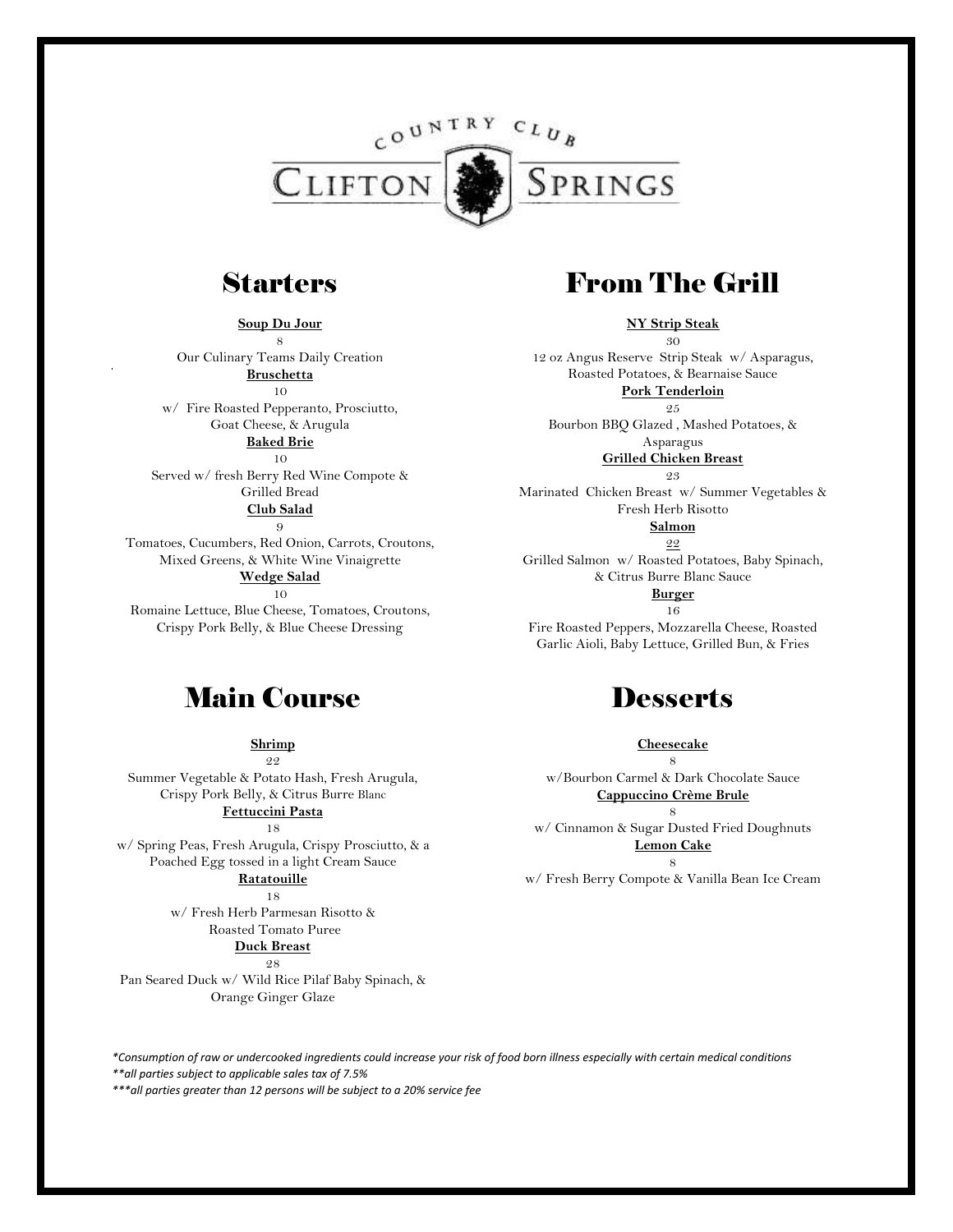# COUNTRY CLUB CLIFTON SPRINGS

## Starters

**Soup Du Jour**
8
Our Culinary Teams Daily Creation

**Bruschetta**
10
w/ Fire Roasted Pepperanto, Prosciutto, Goat Cheese, & Arugula

**Baked Brie**
10
Served w/ fresh Berry Red Wine Compote & Grilled Bread

**Club Salad**
9
Tomatoes, Cucumbers, Red Onion, Carrots, Croutons, Mixed Greens, & White Wine Vinaigrette

**Wedge Salad**
10
Romaine Lettuce, Blue Cheese, Tomatoes, Croutons, Crispy Pork Belly, & Blue Cheese Dressing

## From The Grill

**NY Strip Steak**
30
12 oz Angus Reserve Strip Steak w/ Asparagus, Roasted Potatoes, & Bearnaise Sauce

**Pork Tenderloin**
25
Bourbon BBQ Glazed , Mashed Potatoes, & Asparagus

**Grilled Chicken Breast**
23
Marinated Chicken Breast w/ Summer Vegetables & Fresh Herb Risotto

**Salmon**
22
Grilled Salmon w/ Roasted Potatoes, Baby Spinach, & Citrus Burre Blanc Sauce

**Burger**
16
Fire Roasted Peppers, Mozzarella Cheese, Roasted Garlic Aioli, Baby Lettuce, Grilled Bun, & Fries

## Main Course

**Shrimp**
22
Summer Vegetable & Potato Hash, Fresh Arugula, Crispy Pork Belly, & Citrus Burre Blanc

**Fettuccini Pasta**
18
w/ Spring Peas, Fresh Arugula, Crispy Prosciutto, & a Poached Egg tossed in a light Cream Sauce

**Ratatouille**
18
w/ Fresh Herb Parmesan Risotto & Roasted Tomato Puree

**Duck Breast**
28
Pan Seared Duck w/ Wild Rice Pilaf Baby Spinach, & Orange Ginger Glaze

## Desserts

**Cheesecake**
8
w/Bourbon Carmel & Dark Chocolate Sauce

**Cappuccino Crème Brule**
8
w/ Cinnamon & Sugar Dusted Fried Doughnuts

**Lemon Cake**
8
w/ Fresh Berry Compote & Vanilla Bean Ice Cream

*\*Consumption of raw or undercooked ingredients could increase your risk of food born illness especially with certain medical conditions*
*\*\*all parties subject to applicable sales tax of 7.5%*
*\*\*\*all parties greater than 12 persons will be subject to a 20% service fee*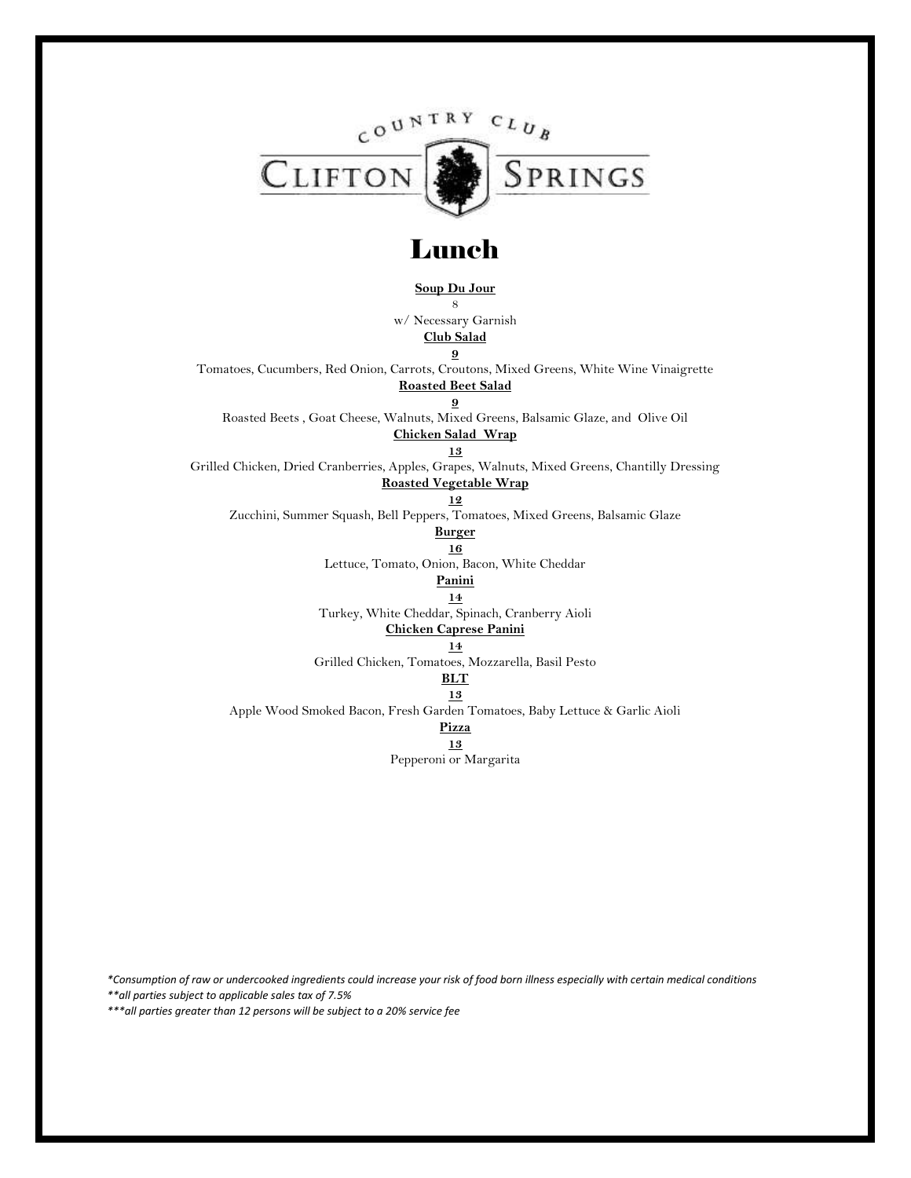COUNTRY CLUB

CLIFTON SPRINGS

# Lunch

**Soup Du Jour**

8

w/ Necessary Garnish

**Club Salad**

**9**

Tomatoes, Cucumbers, Red Onion, Carrots, Croutons, Mixed Greens, White Wine Vinaigrette

**Roasted Beet Salad**

**9**

Roasted Beets , Goat Cheese, Walnuts, Mixed Greens, Balsamic Glaze, and Olive Oil

**Chicken Salad Wrap**

**13**

Grilled Chicken, Dried Cranberries, Apples, Grapes, Walnuts, Mixed Greens, Chantilly Dressing

**Roasted Vegetable Wrap**

**12**

Zucchini, Summer Squash, Bell Peppers, Tomatoes, Mixed Greens, Balsamic Glaze

**Burger**

**16**

Lettuce, Tomato, Onion, Bacon, White Cheddar

**Panini**

**14**

Turkey, White Cheddar, Spinach, Cranberry Aioli

**Chicken Caprese Panini**

**14**

Grilled Chicken, Tomatoes, Mozzarella, Basil Pesto

**BLT**

**13**

Apple Wood Smoked Bacon, Fresh Garden Tomatoes, Baby Lettuce & Garlic Aioli

**Pizza**

**13**

Pepperoni or Margarita

*\*Consumption of raw or undercooked ingredients could increase your risk of food born illness especially with certain medical conditions*

*\*\*all parties subject to applicable sales tax of 7.5%*

*\*\*\*all parties greater than 12 persons will be subject to a 20% service fee*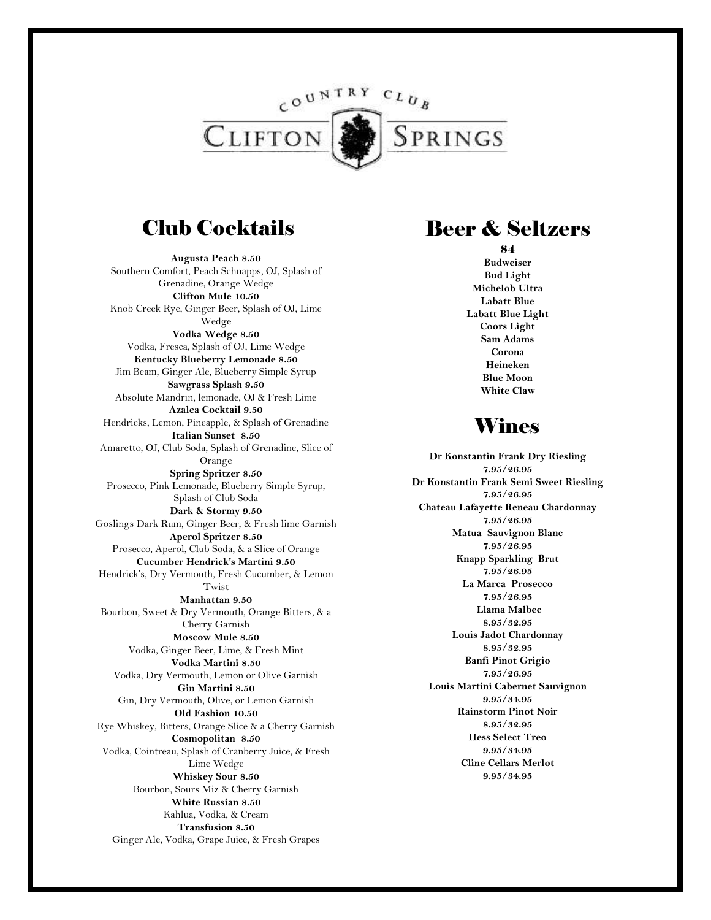COUNTRY CLUB

CLIFTON SPRINGS

## Club Cocktails

**Augusta Peach 8.50**
Southern Comfort, Peach Schnapps, OJ, Splash of Grenadine, Orange Wedge

**Clifton Mule 10.50**
Knob Creek Rye, Ginger Beer, Splash of OJ, Lime Wedge

**Vodka Wedge 8.50**
Vodka, Fresca, Splash of OJ, Lime Wedge

**Kentucky Blueberry Lemonade 8.50**
Jim Beam, Ginger Ale, Blueberry Simple Syrup

**Sawgrass Splash 9.50**
Absolute Mandrin, lemonade, OJ & Fresh Lime

**Azalea Cocktail 9.50**
Hendricks, Lemon, Pineapple, & Splash of Grenadine

**Italian Sunset 8.50**
Amaretto, OJ, Club Soda, Splash of Grenadine, Slice of Orange

**Spring Spritzer 8.50**
Prosecco, Pink Lemonade, Blueberry Simple Syrup, Splash of Club Soda

**Dark & Stormy 9.50**
Goslings Dark Rum, Ginger Beer, & Fresh lime Garnish

**Aperol Spritzer 8.50**
Prosecco, Aperol, Club Soda, & a Slice of Orange

**Cucumber Hendrick's Martini 9.50**
Hendrick's, Dry Vermouth, Fresh Cucumber, & Lemon Twist

**Manhattan 9.50**
Bourbon, Sweet & Dry Vermouth, Orange Bitters, & a Cherry Garnish

**Moscow Mule 8.50**
Vodka, Ginger Beer, Lime, & Fresh Mint

**Vodka Martini 8.50**
Vodka, Dry Vermouth, Lemon or Olive Garnish

**Gin Martini 8.50**
Gin, Dry Vermouth, Olive, or Lemon Garnish

**Old Fashion 10.50**
Rye Whiskey, Bitters, Orange Slice & a Cherry Garnish

**Cosmopolitan 8.50**
Vodka, Cointreau, Splash of Cranberry Juice, & Fresh Lime Wedge

**Whiskey Sour 8.50**
Bourbon, Sours Miz & Cherry Garnish

**White Russian 8.50**
Kahlua, Vodka, & Cream

**Transfusion 8.50**
Ginger Ale, Vodka, Grape Juice, & Fresh Grapes

## Beer & Seltzers

**$4**

**Budweiser**
**Bud Light**
**Michelob Ultra**
**Labatt Blue**
**Labatt Blue Light**
**Coors Light**
**Sam Adams**
**Corona**
**Heineken**
**Blue Moon**
**White Claw**

## Wines

**Dr Konstantin Frank Dry Riesling**
**7.95/26.95**

**Dr Konstantin Frank Semi Sweet Riesling**
**7.95/26.95**

**Chateau Lafayette Reneau Chardonnay**
**7.95/26.95**

**Matua Sauvignon Blanc**
**7.95/26.95**

**Knapp Sparkling Brut**
**7.95/26.95**

**La Marca Prosecco**
**7.95/26.95**

**Llama Malbec**
**8.95/32.95**

**Louis Jadot Chardonnay**
**8.95/32.95**

**Banfi Pinot Grigio**
**7.95/26.95**

**Louis Martini Cabernet Sauvignon**
**9.95/34.95**

**Rainstorm Pinot Noir**
**8.95/32.95**

**Hess Select Treo**
**9.95/34.95**

**Cline Cellars Merlot**
**9.95/34.95**